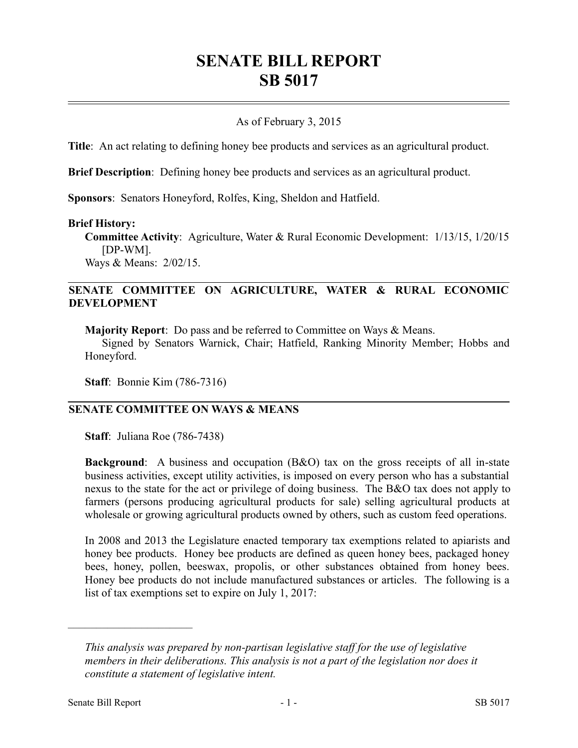# SENATE BILL REPORT
# SB 5017

As of February 3, 2015

**Title**: An act relating to defining honey bee products and services as an agricultural product.

**Brief Description**: Defining honey bee products and services as an agricultural product.

**Sponsors**: Senators Honeyford, Rolfes, King, Sheldon and Hatfield.

**Brief History:**

**Committee Activity**: Agriculture, Water & Rural Economic Development: 1/13/15, 1/20/15 [DP-WM].
Ways & Means: 2/02/15.

## SENATE COMMITTEE ON AGRICULTURE, WATER & RURAL ECONOMIC DEVELOPMENT

**Majority Report**: Do pass and be referred to Committee on Ways & Means.
Signed by Senators Warnick, Chair; Hatfield, Ranking Minority Member; Hobbs and Honeyford.

**Staff**: Bonnie Kim (786-7316)

## SENATE COMMITTEE ON WAYS & MEANS

**Staff**: Juliana Roe (786-7438)

**Background**: A business and occupation (B&O) tax on the gross receipts of all in-state business activities, except utility activities, is imposed on every person who has a substantial nexus to the state for the act or privilege of doing business. The B&O tax does not apply to farmers (persons producing agricultural products for sale) selling agricultural products at wholesale or growing agricultural products owned by others, such as custom feed operations.

In 2008 and 2013 the Legislature enacted temporary tax exemptions related to apiarists and honey bee products. Honey bee products are defined as queen honey bees, packaged honey bees, honey, pollen, beeswax, propolis, or other substances obtained from honey bees. Honey bee products do not include manufactured substances or articles. The following is a list of tax exemptions set to expire on July 1, 2017:

---

*This analysis was prepared by non-partisan legislative staff for the use of legislative members in their deliberations. This analysis is not a part of the legislation nor does it constitute a statement of legislative intent.*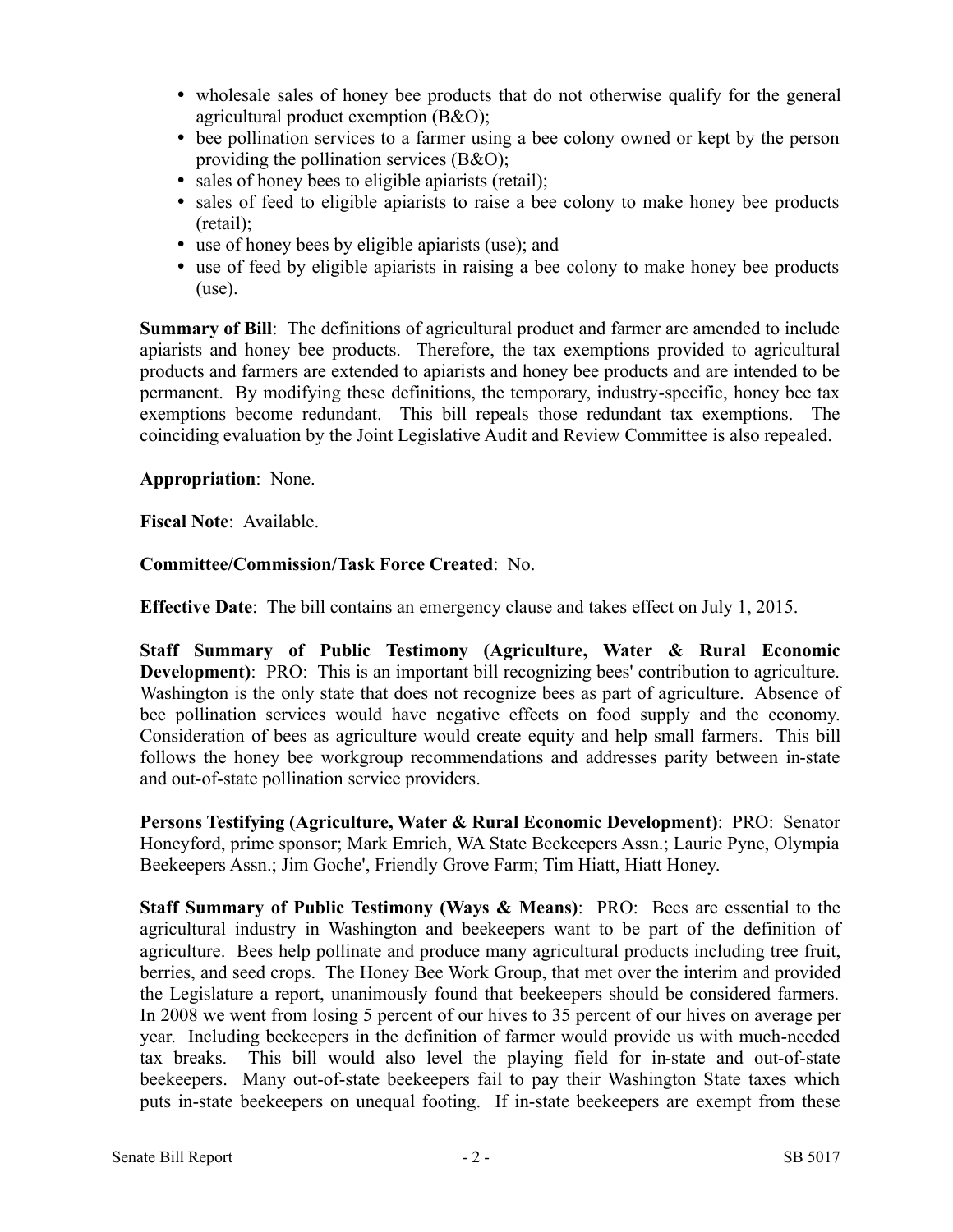- wholesale sales of honey bee products that do not otherwise qualify for the general agricultural product exemption (B&O);
- bee pollination services to a farmer using a bee colony owned or kept by the person providing the pollination services (B&O);
- sales of honey bees to eligible apiarists (retail);
- sales of feed to eligible apiarists to raise a bee colony to make honey bee products (retail);
- use of honey bees by eligible apiarists (use); and
- use of feed by eligible apiarists in raising a bee colony to make honey bee products (use).

**Summary of Bill**: The definitions of agricultural product and farmer are amended to include apiarists and honey bee products. Therefore, the tax exemptions provided to agricultural products and farmers are extended to apiarists and honey bee products and are intended to be permanent. By modifying these definitions, the temporary, industry-specific, honey bee tax exemptions become redundant. This bill repeals those redundant tax exemptions. The coinciding evaluation by the Joint Legislative Audit and Review Committee is also repealed.

**Appropriation**: None.

**Fiscal Note**: Available.

**Committee/Commission/Task Force Created**: No.

**Effective Date**: The bill contains an emergency clause and takes effect on July 1, 2015.

**Staff Summary of Public Testimony (Agriculture, Water & Rural Economic Development)**: PRO: This is an important bill recognizing bees' contribution to agriculture. Washington is the only state that does not recognize bees as part of agriculture. Absence of bee pollination services would have negative effects on food supply and the economy. Consideration of bees as agriculture would create equity and help small farmers. This bill follows the honey bee workgroup recommendations and addresses parity between in-state and out-of-state pollination service providers.

**Persons Testifying (Agriculture, Water & Rural Economic Development)**: PRO: Senator Honeyford, prime sponsor; Mark Emrich, WA State Beekeepers Assn.; Laurie Pyne, Olympia Beekeepers Assn.; Jim Goche', Friendly Grove Farm; Tim Hiatt, Hiatt Honey.

**Staff Summary of Public Testimony (Ways & Means)**: PRO: Bees are essential to the agricultural industry in Washington and beekeepers want to be part of the definition of agriculture. Bees help pollinate and produce many agricultural products including tree fruit, berries, and seed crops. The Honey Bee Work Group, that met over the interim and provided the Legislature a report, unanimously found that beekeepers should be considered farmers. In 2008 we went from losing 5 percent of our hives to 35 percent of our hives on average per year. Including beekeepers in the definition of farmer would provide us with much-needed tax breaks. This bill would also level the playing field for in-state and out-of-state beekeepers. Many out-of-state beekeepers fail to pay their Washington State taxes which puts in-state beekeepers on unequal footing. If in-state beekeepers are exempt from these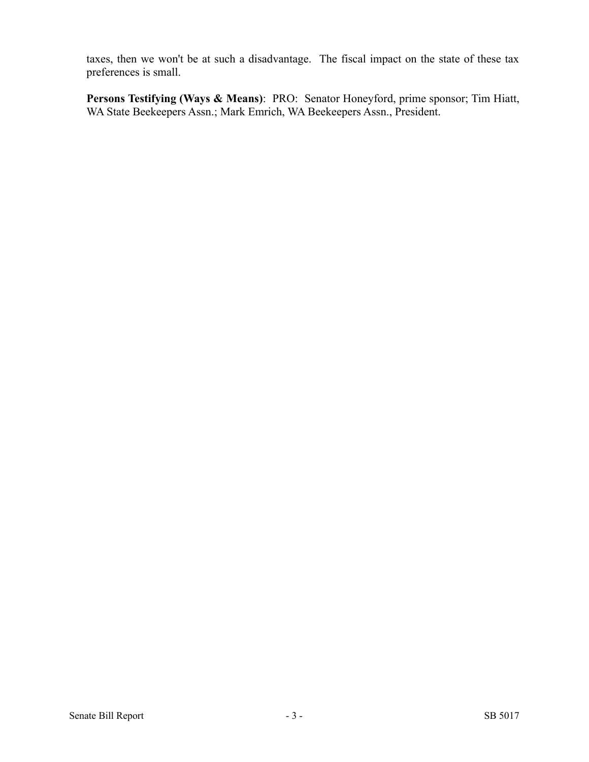taxes, then we won't be at such a disadvantage. The fiscal impact on the state of these tax preferences is small.

**Persons Testifying (Ways & Means)**: PRO: Senator Honeyford, prime sponsor; Tim Hiatt, WA State Beekeepers Assn.; Mark Emrich, WA Beekeepers Assn., President.